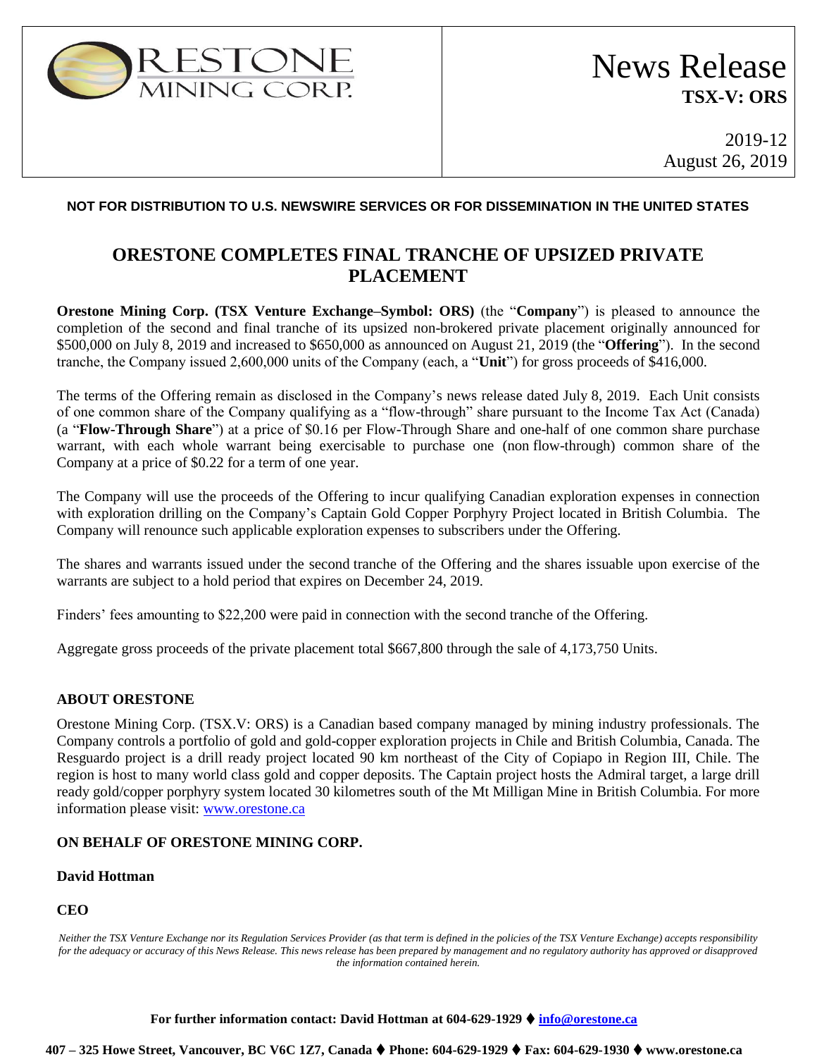ORESTONE MINING CORP.

# News Release
**TSX-V: ORS**

2019-12
August 26, 2019

**NOT FOR DISTRIBUTION TO U.S. NEWSWIRE SERVICES OR FOR DISSEMINATION IN THE UNITED STATES**

## ORESTONE COMPLETES FINAL TRANCHE OF UPSIZED PRIVATE PLACEMENT

**Orestone Mining Corp. (TSX Venture Exchange–Symbol: ORS)** (the "**Company**") is pleased to announce the completion of the second and final tranche of its upsized non-brokered private placement originally announced for $500,000 on July 8, 2019 and increased to $650,000 as announced on August 21, 2019 (the "**Offering**"). In the second tranche, the Company issued 2,600,000 units of the Company (each, a "**Unit**") for gross proceeds of $416,000.

The terms of the Offering remain as disclosed in the Company's news release dated July 8, 2019. Each Unit consists of one common share of the Company qualifying as a "flow-through" share pursuant to the Income Tax Act (Canada) (a "**Flow-Through Share**") at a price of $0.16 per Flow-Through Share and one-half of one common share purchase warrant, with each whole warrant being exercisable to purchase one (non flow-through) common share of the Company at a price of $0.22 for a term of one year.

The Company will use the proceeds of the Offering to incur qualifying Canadian exploration expenses in connection with exploration drilling on the Company's Captain Gold Copper Porphyry Project located in British Columbia. The Company will renounce such applicable exploration expenses to subscribers under the Offering.

The shares and warrants issued under the second tranche of the Offering and the shares issuable upon exercise of the warrants are subject to a hold period that expires on December 24, 2019.

Finders' fees amounting to $22,200 were paid in connection with the second tranche of the Offering.

Aggregate gross proceeds of the private placement total $667,800 through the sale of 4,173,750 Units.

### ABOUT ORESTONE

Orestone Mining Corp. (TSX.V: ORS) is a Canadian based company managed by mining industry professionals. The Company controls a portfolio of gold and gold-copper exploration projects in Chile and British Columbia, Canada. The Resguardo project is a drill ready project located 90 km northeast of the City of Copiapo in Region III, Chile. The region is host to many world class gold and copper deposits. The Captain project hosts the Admiral target, a large drill ready gold/copper porphyry system located 30 kilometres south of the Mt Milligan Mine in British Columbia. For more information please visit: www.orestone.ca

**ON BEHALF OF ORESTONE MINING CORP.**

**David Hottman**

**CEO**

*Neither the TSX Venture Exchange nor its Regulation Services Provider (as that term is defined in the policies of the TSX Venture Exchange) accepts responsibility for the adequacy or accuracy of this News Release. This news release has been prepared by management and no regulatory authority has approved or disapproved the information contained herein.*

**For further information contact: David Hottman at 604-629-1929 ♦ info@orestone.ca**

**407 – 325 Howe Street, Vancouver, BC V6C 1Z7, Canada ♦ Phone: 604-629-1929 ♦ Fax: 604-629-1930 ♦ www.orestone.ca**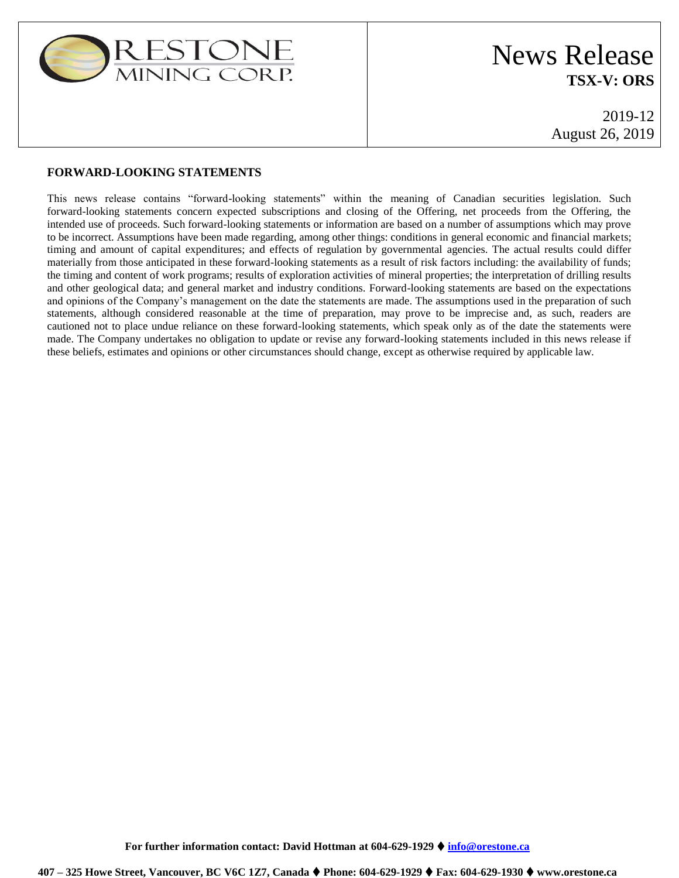**FORWARD-LOOKING STATEMENTS**

This news release contains "forward-looking statements" within the meaning of Canadian securities legislation. Such forward-looking statements concern expected subscriptions and closing of the Offering, net proceeds from the Offering, the intended use of proceeds. Such forward-looking statements or information are based on a number of assumptions which may prove to be incorrect. Assumptions have been made regarding, among other things: conditions in general economic and financial markets; timing and amount of capital expenditures; and effects of regulation by governmental agencies. The actual results could differ materially from those anticipated in these forward-looking statements as a result of risk factors including: the availability of funds; the timing and content of work programs; results of exploration activities of mineral properties; the interpretation of drilling results and other geological data; and general market and industry conditions. Forward-looking statements are based on the expectations and opinions of the Company's management on the date the statements are made. The assumptions used in the preparation of such statements, although considered reasonable at the time of preparation, may prove to be imprecise and, as such, readers are cautioned not to place undue reliance on these forward-looking statements, which speak only as of the date the statements were made. The Company undertakes no obligation to update or revise any forward-looking statements included in this news release if these beliefs, estimates and opinions or other circumstances should change, except as otherwise required by applicable law.

**For further information contact: David Hottman at 604-629-1929 ♦ info@orestone.ca**